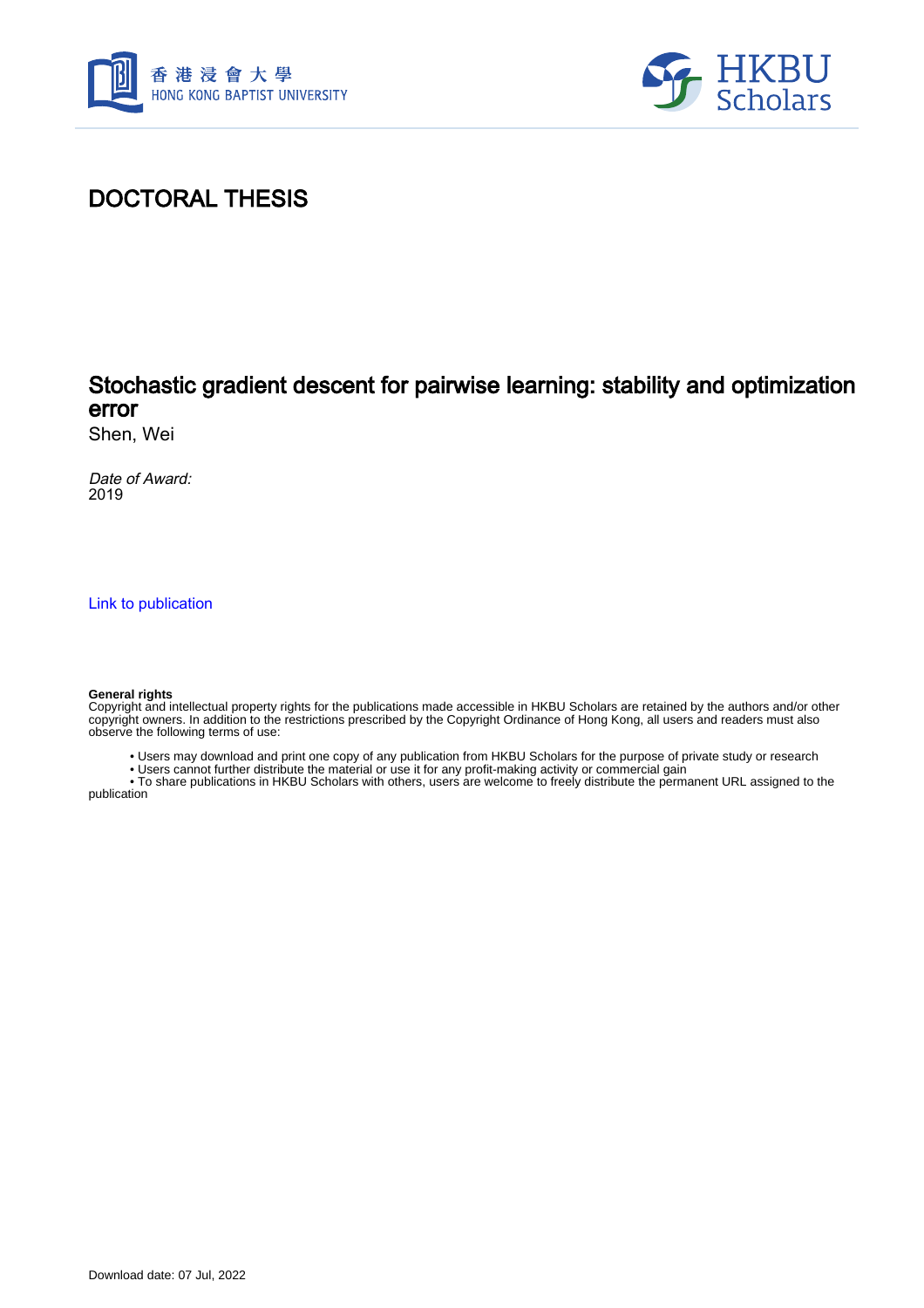# DOCTORAL THESIS

## Stochastic gradient descent for pairwise learning: stability and optimization error

Shen, Wei

*Date of Award:*
2019

[Link to publication]

**General rights**
Copyright and intellectual property rights for the publications made accessible in HKBU Scholars are retained by the authors and/or other copyright owners. In addition to the restrictions prescribed by the Copyright Ordinance of Hong Kong, all users and readers must also observe the following terms of use:

- Users may download and print one copy of any publication from HKBU Scholars for the purpose of private study or research
- Users cannot further distribute the material or use it for any profit-making activity or commercial gain
- To share publications in HKBU Scholars with others, users are welcome to freely distribute the permanent URL assigned to the publication

Download date: 07 Jul, 2022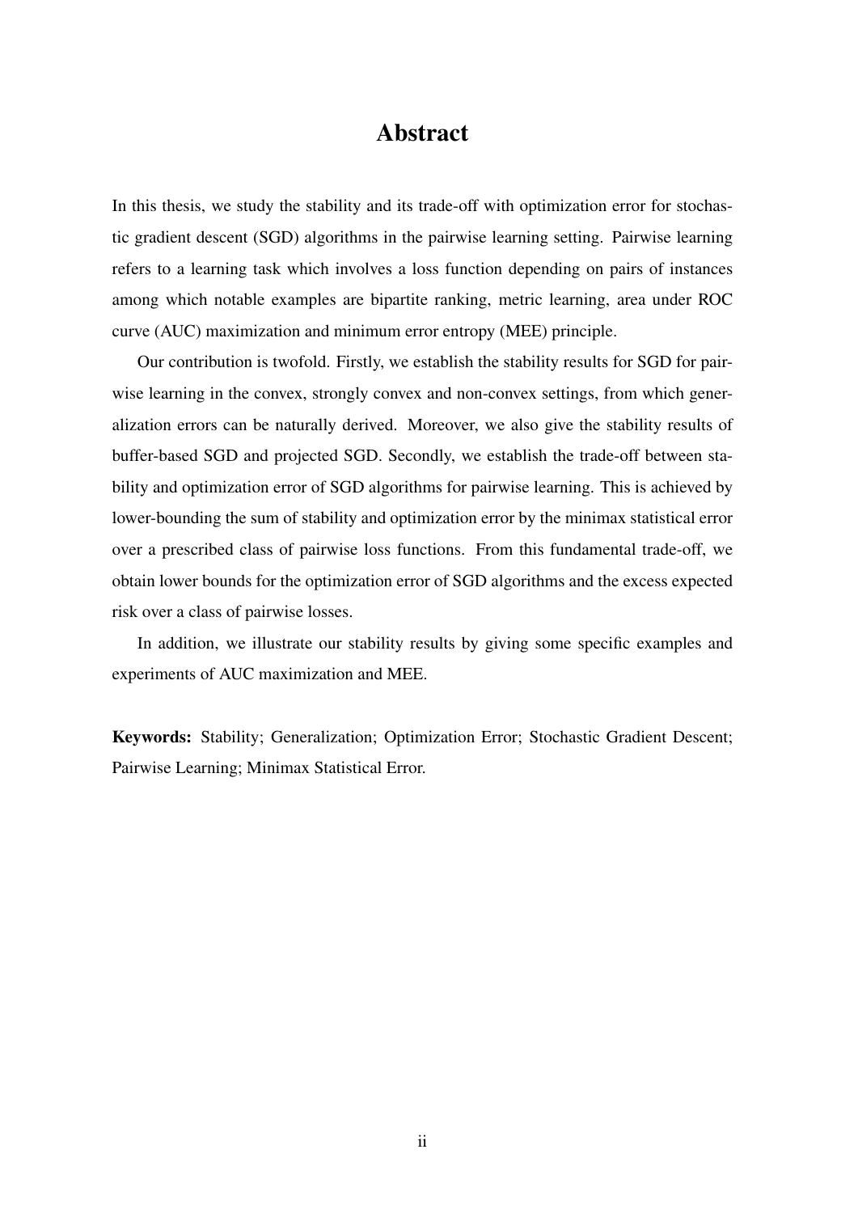# Abstract

In this thesis, we study the stability and its trade-off with optimization error for stochastic gradient descent (SGD) algorithms in the pairwise learning setting. Pairwise learning refers to a learning task which involves a loss function depending on pairs of instances among which notable examples are bipartite ranking, metric learning, area under ROC curve (AUC) maximization and minimum error entropy (MEE) principle.

Our contribution is twofold. Firstly, we establish the stability results for SGD for pairwise learning in the convex, strongly convex and non-convex settings, from which generalization errors can be naturally derived. Moreover, we also give the stability results of buffer-based SGD and projected SGD. Secondly, we establish the trade-off between stability and optimization error of SGD algorithms for pairwise learning. This is achieved by lower-bounding the sum of stability and optimization error by the minimax statistical error over a prescribed class of pairwise loss functions. From this fundamental trade-off, we obtain lower bounds for the optimization error of SGD algorithms and the excess expected risk over a class of pairwise losses.

In addition, we illustrate our stability results by giving some specific examples and experiments of AUC maximization and MEE.

**Keywords:** Stability; Generalization; Optimization Error; Stochastic Gradient Descent; Pairwise Learning; Minimax Statistical Error.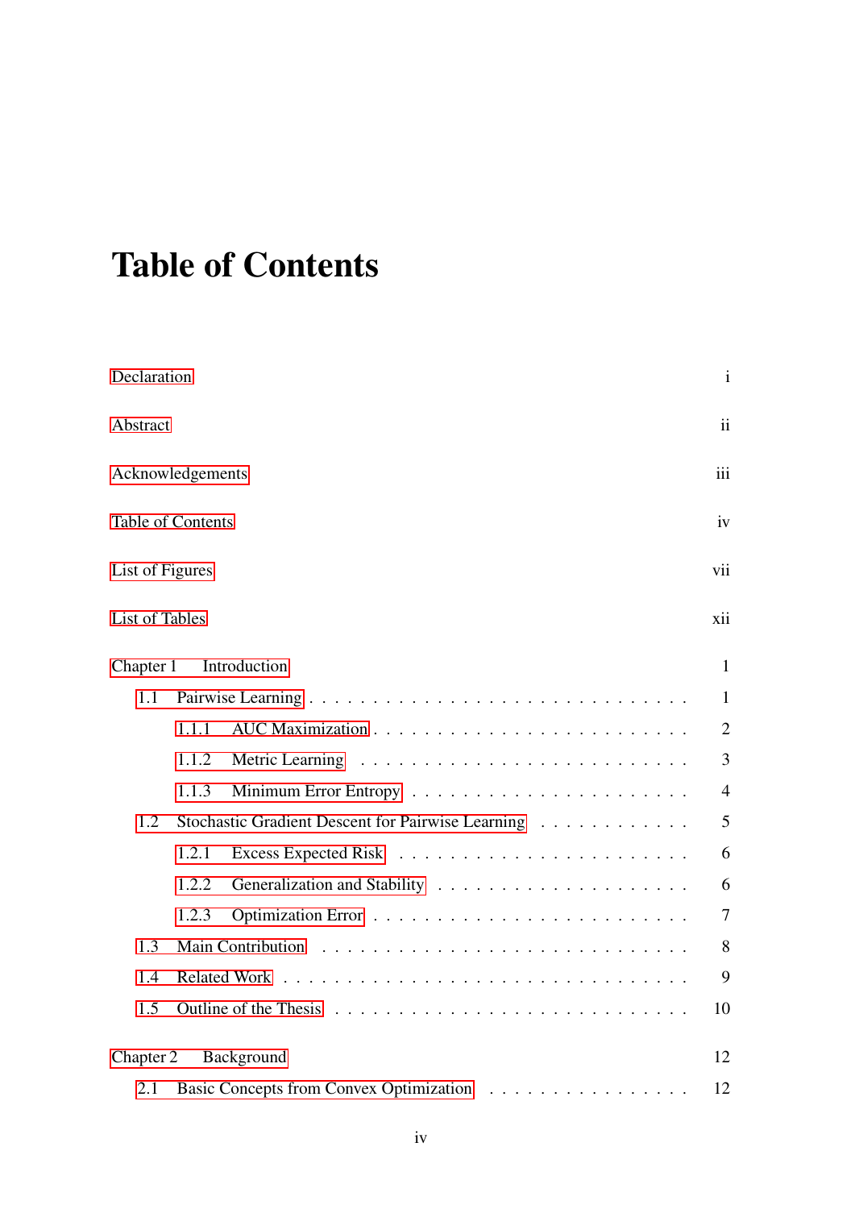# Table of Contents

Declaration i

Abstract ii

Acknowledgements iii

Table of Contents iv

List of Figures vii

List of Tables xii

Chapter 1 Introduction 1

- 1.1 Pairwise Learning . . . . . . . . . . . . . . . . . . . . . . . . . . . . 1
  - 1.1.1 AUC Maximization . . . . . . . . . . . . . . . . . . . . . . . . 2
  - 1.1.2 Metric Learning . . . . . . . . . . . . . . . . . . . . . . . . . 3
  - 1.1.3 Minimum Error Entropy . . . . . . . . . . . . . . . . . . . . . 4
- 1.2 Stochastic Gradient Descent for Pairwise Learning . . . . . . . . . . . . 5
  - 1.2.1 Excess Expected Risk . . . . . . . . . . . . . . . . . . . . . . 6
  - 1.2.2 Generalization and Stability . . . . . . . . . . . . . . . . . . . 6
  - 1.2.3 Optimization Error . . . . . . . . . . . . . . . . . . . . . . . . 7
- 1.3 Main Contribution . . . . . . . . . . . . . . . . . . . . . . . . . . . . 8
- 1.4 Related Work . . . . . . . . . . . . . . . . . . . . . . . . . . . . . . 9
- 1.5 Outline of the Thesis . . . . . . . . . . . . . . . . . . . . . . . . . . 10

Chapter 2 Background 12

- 2.1 Basic Concepts from Convex Optimization . . . . . . . . . . . . . . . . 12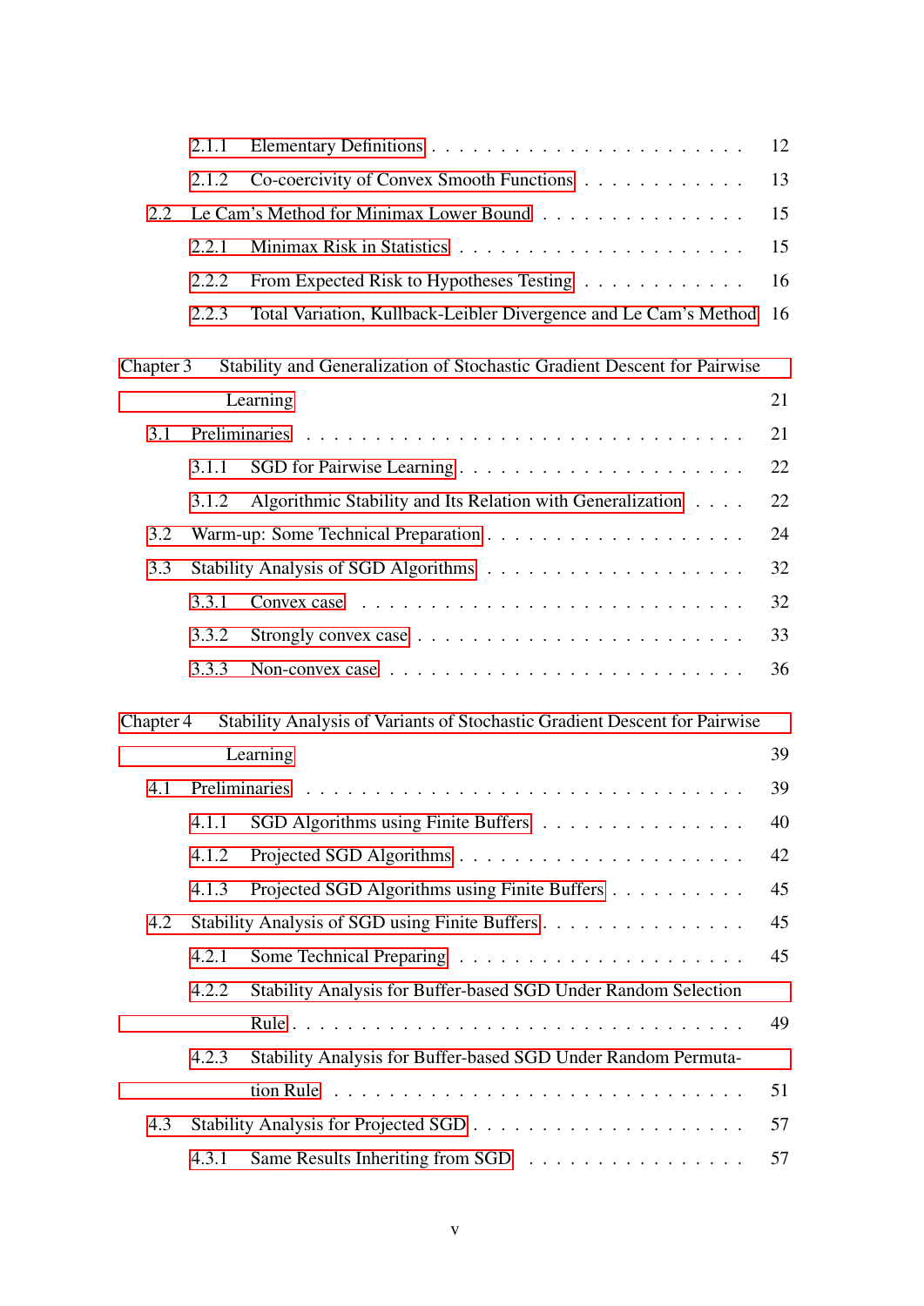- 2.1.1 Elementary Definitions . . . . . . . . . . . . . . . . . . . . . . 12
- 2.1.2 Co-coercivity of Convex Smooth Functions . . . . . . . . . . . 13
- 2.2 Le Cam's Method for Minimax Lower Bound . . . . . . . . . . . . . . . 15
  - 2.2.1 Minimax Risk in Statistics . . . . . . . . . . . . . . . . . . . . 15
  - 2.2.2 From Expected Risk to Hypotheses Testing . . . . . . . . . . . 16
  - 2.2.3 Total Variation, Kullback-Leibler Divergence and Le Cam's Method 16

Chapter 3 Stability and Generalization of Stochastic Gradient Descent for Pairwise Learning 21

- 3.1 Preliminaries . . . . . . . . . . . . . . . . . . . . . . . . . . . . 21
  - 3.1.1 SGD for Pairwise Learning . . . . . . . . . . . . . . . . . . . . 22
  - 3.1.2 Algorithmic Stability and Its Relation with Generalization . . . . 22
- 3.2 Warm-up: Some Technical Preparation . . . . . . . . . . . . . . . . . 24
- 3.3 Stability Analysis of SGD Algorithms . . . . . . . . . . . . . . . . . 32
  - 3.3.1 Convex case . . . . . . . . . . . . . . . . . . . . . . . . . . . 32
  - 3.3.2 Strongly convex case . . . . . . . . . . . . . . . . . . . . . . . 33
  - 3.3.3 Non-convex case . . . . . . . . . . . . . . . . . . . . . . . . . 36

Chapter 4 Stability Analysis of Variants of Stochastic Gradient Descent for Pairwise Learning 39

- 4.1 Preliminaries . . . . . . . . . . . . . . . . . . . . . . . . . . . . 39
  - 4.1.1 SGD Algorithms using Finite Buffers . . . . . . . . . . . . . . . 40
  - 4.1.2 Projected SGD Algorithms . . . . . . . . . . . . . . . . . . . . 42
  - 4.1.3 Projected SGD Algorithms using Finite Buffers . . . . . . . . . . 45
- 4.2 Stability Analysis of SGD using Finite Buffers . . . . . . . . . . . . . 45
  - 4.2.1 Some Technical Preparing . . . . . . . . . . . . . . . . . . . . 45
  - 4.2.2 Stability Analysis for Buffer-based SGD Under Random Selection Rule . . . . . . . . . . . . . . . . . . . . . . . . . . . . . . . 49
  - 4.2.3 Stability Analysis for Buffer-based SGD Under Random Permutation Rule . . . . . . . . . . . . . . . . . . . . . . . . . . . . . 51
- 4.3 Stability Analysis for Projected SGD . . . . . . . . . . . . . . . . . . 57
  - 4.3.1 Same Results Inheriting from SGD . . . . . . . . . . . . . . . . 57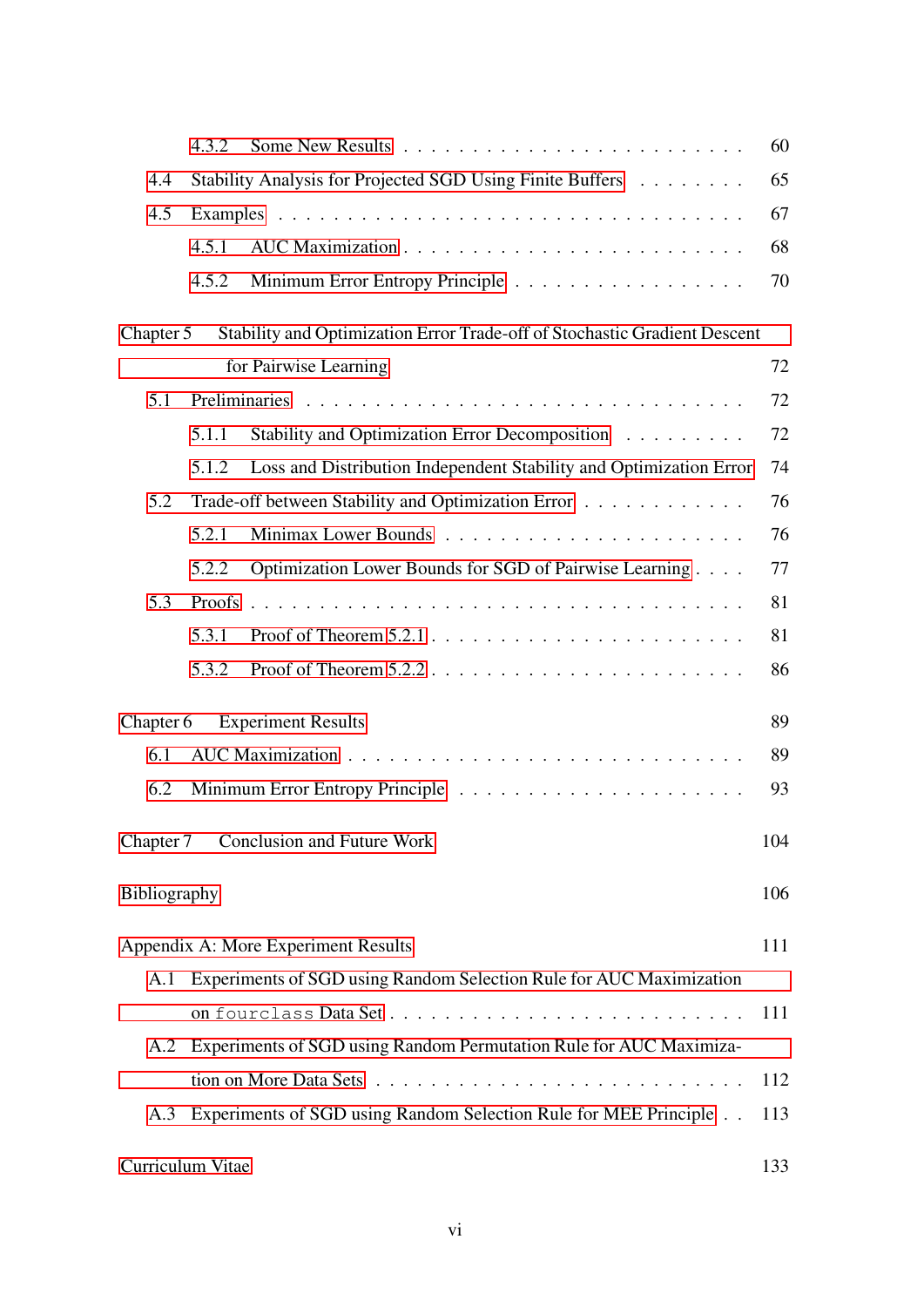- 4.3.2 Some New Results . . . . . . . . . . . . . . . . . . . . . . . . 60
- 4.4 Stability Analysis for Projected SGD Using Finite Buffers . . . . . . . . 65
- 4.5 Examples . . . . . . . . . . . . . . . . . . . . . . . . . . . . . . 67
  - 4.5.1 AUC Maximization . . . . . . . . . . . . . . . . . . . . . . . 68
  - 4.5.2 Minimum Error Entropy Principle . . . . . . . . . . . . . . . . 70

Chapter 5 Stability and Optimization Error Trade-off of Stochastic Gradient Descent for Pairwise Learning 72

- 5.1 Preliminaries . . . . . . . . . . . . . . . . . . . . . . . . . . . . . 72
  - 5.1.1 Stability and Optimization Error Decomposition . . . . . . . . . 72
  - 5.1.2 Loss and Distribution Independent Stability and Optimization Error 74
- 5.2 Trade-off between Stability and Optimization Error . . . . . . . . . . . 76
  - 5.2.1 Minimax Lower Bounds . . . . . . . . . . . . . . . . . . . . . 76
  - 5.2.2 Optimization Lower Bounds for SGD of Pairwise Learning . . . . 77
- 5.3 Proofs . . . . . . . . . . . . . . . . . . . . . . . . . . . . . . . . 81
  - 5.3.1 Proof of Theorem 5.2.1 . . . . . . . . . . . . . . . . . . . . . 81
  - 5.3.2 Proof of Theorem 5.2.2 . . . . . . . . . . . . . . . . . . . . . 86

Chapter 6 Experiment Results 89

- 6.1 AUC Maximization . . . . . . . . . . . . . . . . . . . . . . . . . . 89
- 6.2 Minimum Error Entropy Principle . . . . . . . . . . . . . . . . . . . 93

Chapter 7 Conclusion and Future Work 104

Bibliography 106

Appendix A: More Experiment Results 111

- A.1 Experiments of SGD using Random Selection Rule for AUC Maximization on `fourclass` Data Set . . . . . . . . . . . . . . . . . . . . . . . . 111
- A.2 Experiments of SGD using Random Permutation Rule for AUC Maximization on More Data Sets . . . . . . . . . . . . . . . . . . . . . . . . . 112
- A.3 Experiments of SGD using Random Selection Rule for MEE Principle . . 113

Curriculum Vitae 133